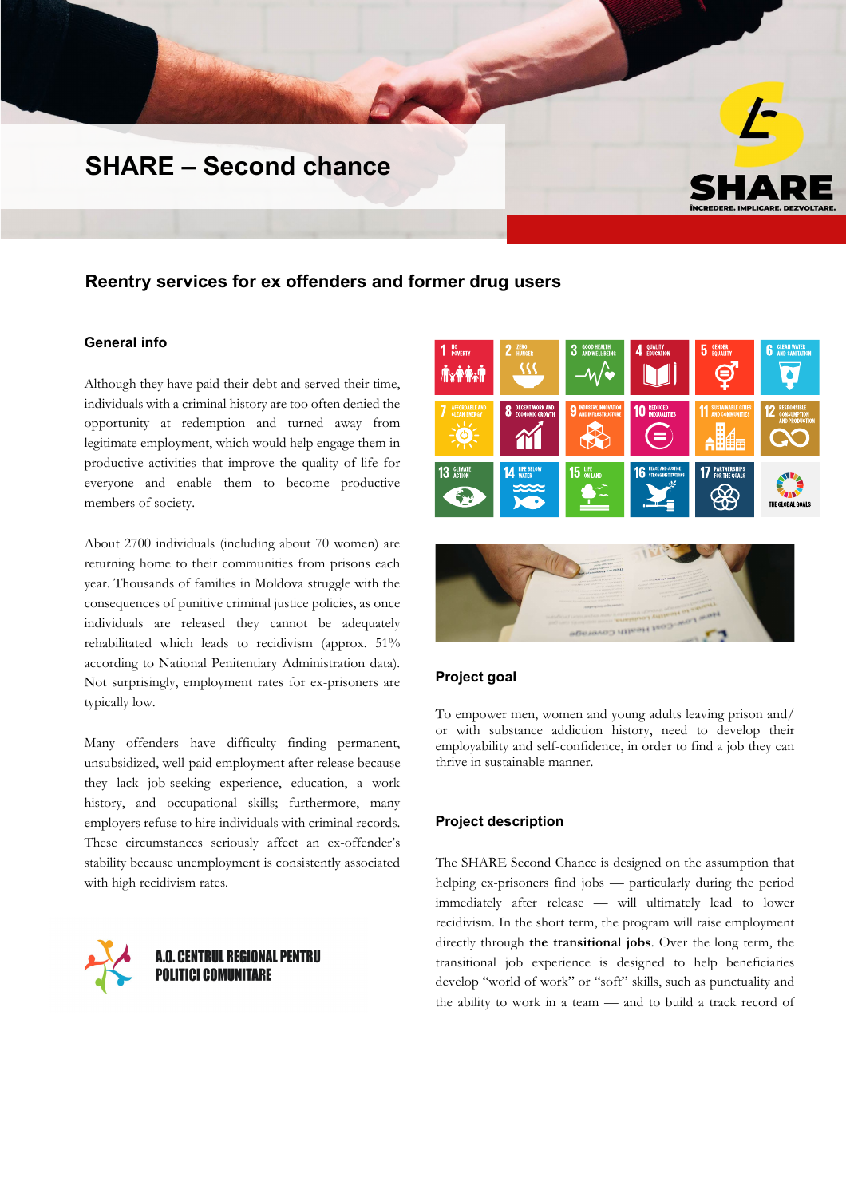# SHARE – Second chance

SHARE
ÎNCREDERE. IMPLICARE. DEZVOLTARE.

## Reentry services for ex offenders and former drug users

### General info

Although they have paid their debt and served their time, individuals with a criminal history are too often denied the opportunity at redemption and turned away from legitimate employment, which would help engage them in productive activities that improve the quality of life for everyone and enable them to become productive members of society.

About 2700 individuals (including about 70 women) are returning home to their communities from prisons each year. Thousands of families in Moldova struggle with the consequences of punitive criminal justice policies, as once individuals are released they cannot be adequately rehabilitated which leads to recidivism (approx. 51% according to National Penitentiary Administration data). Not surprisingly, employment rates for ex-prisoners are typically low.

Many offenders have difficulty finding permanent, unsubsidized, well-paid employment after release because they lack job-seeking experience, education, a work history, and occupational skills; furthermore, many employers refuse to hire individuals with criminal records. These circumstances seriously affect an ex-offender's stability because unemployment is consistently associated with high recidivism rates.

A.O. CENTRUL REGIONAL PENTRU POLITICI COMUNITARE

### Project goal

To empower men, women and young adults leaving prison and/or with substance addiction history, need to develop their employability and self-confidence, in order to find a job they can thrive in sustainable manner.

### Project description

The SHARE Second Chance is designed on the assumption that helping ex-prisoners find jobs — particularly during the period immediately after release — will ultimately lead to lower recidivism. In the short term, the program will raise employment directly through **the transitional jobs**. Over the long term, the transitional job experience is designed to help beneficiaries develop "world of work" or "soft" skills, such as punctuality and the ability to work in a team — and to build a track record of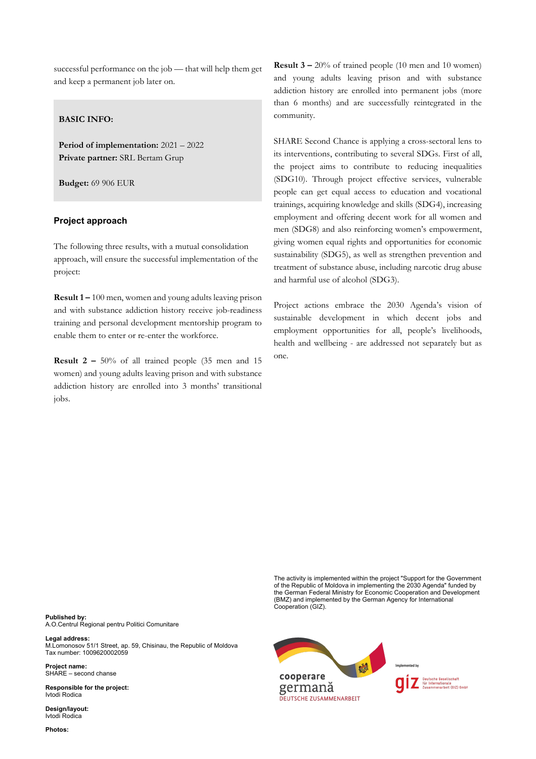successful performance on the job — that will help them get and keep a permanent job later on.

**BASIC INFO:**

**Period of implementation:** 2021 – 2022
**Private partner:** SRL Bertam Grup

**Budget:** 69 906 EUR

## Project approach

The following three results, with a mutual consolidation approach, will ensure the successful implementation of the project:

**Result 1 –** 100 men, women and young adults leaving prison and with substance addiction history receive job-readiness training and personal development mentorship program to enable them to enter or re-enter the workforce.

**Result 2 –** 50% of all trained people (35 men and 15 women) and young adults leaving prison and with substance addiction history are enrolled into 3 months' transitional jobs.

**Result 3 –** 20% of trained people (10 men and 10 women) and young adults leaving prison and with substance addiction history are enrolled into permanent jobs (more than 6 months) and are successfully reintegrated in the community.

SHARE Second Chance is applying a cross-sectoral lens to its interventions, contributing to several SDGs. First of all, the project aims to contribute to reducing inequalities (SDG10). Through project effective services, vulnerable people can get equal access to education and vocational trainings, acquiring knowledge and skills (SDG4), increasing employment and offering decent work for all women and men (SDG8) and also reinforcing women's empowerment, giving women equal rights and opportunities for economic sustainability (SDG5), as well as strengthen prevention and treatment of substance abuse, including narcotic drug abuse and harmful use of alcohol (SDG3).

Project actions embrace the 2030 Agenda's vision of sustainable development in which decent jobs and employment opportunities for all, people's livelihoods, health and wellbeing - are addressed not separately but as one.

**Published by:**
A.O.Centrul Regional pentru Politici Comunitare

**Legal address:**
M.Lomonosov 51/1 Street, ap. 59, Chisinau, the Republic of Moldova
Tax number: 1009620002059

**Project name:**
SHARE – second chanse

**Responsible for the project:**
Ivtodi Rodica

**Design/layout:**
Ivtodi Rodica

**Photos:**

The activity is implemented within the project "Support for the Government of the Republic of Moldova in implementing the 2030 Agenda" funded by the German Federal Ministry for Economic Cooperation and Development (BMZ) and implemented by the German Agency for International Cooperation (GIZ).

cooperare germană
DEUTSCHE ZUSAMMENARBEIT

Implemented by

giz Deutsche Gesellschaft für Internationale Zusammenarbeit (GIZ) GmbH